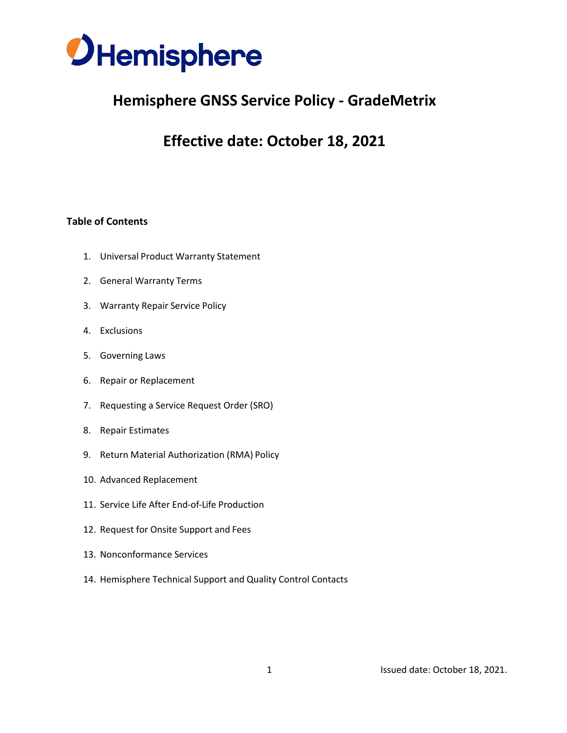# Hemisphere GNSS Service Policy - GradeMetrix

## Effective date: October 18, 2021

**Table of Contents**

1. Universal Product Warranty Statement
2. General Warranty Terms
3. Warranty Repair Service Policy
4. Exclusions
5. Governing Laws
6. Repair or Replacement
7. Requesting a Service Request Order (SRO)
8. Repair Estimates
9. Return Material Authorization (RMA) Policy
10. Advanced Replacement
11. Service Life After End-of-Life Production
12. Request for Onsite Support and Fees
13. Nonconformance Services
14. Hemisphere Technical Support and Quality Control Contacts

Issued date: October 18, 2021.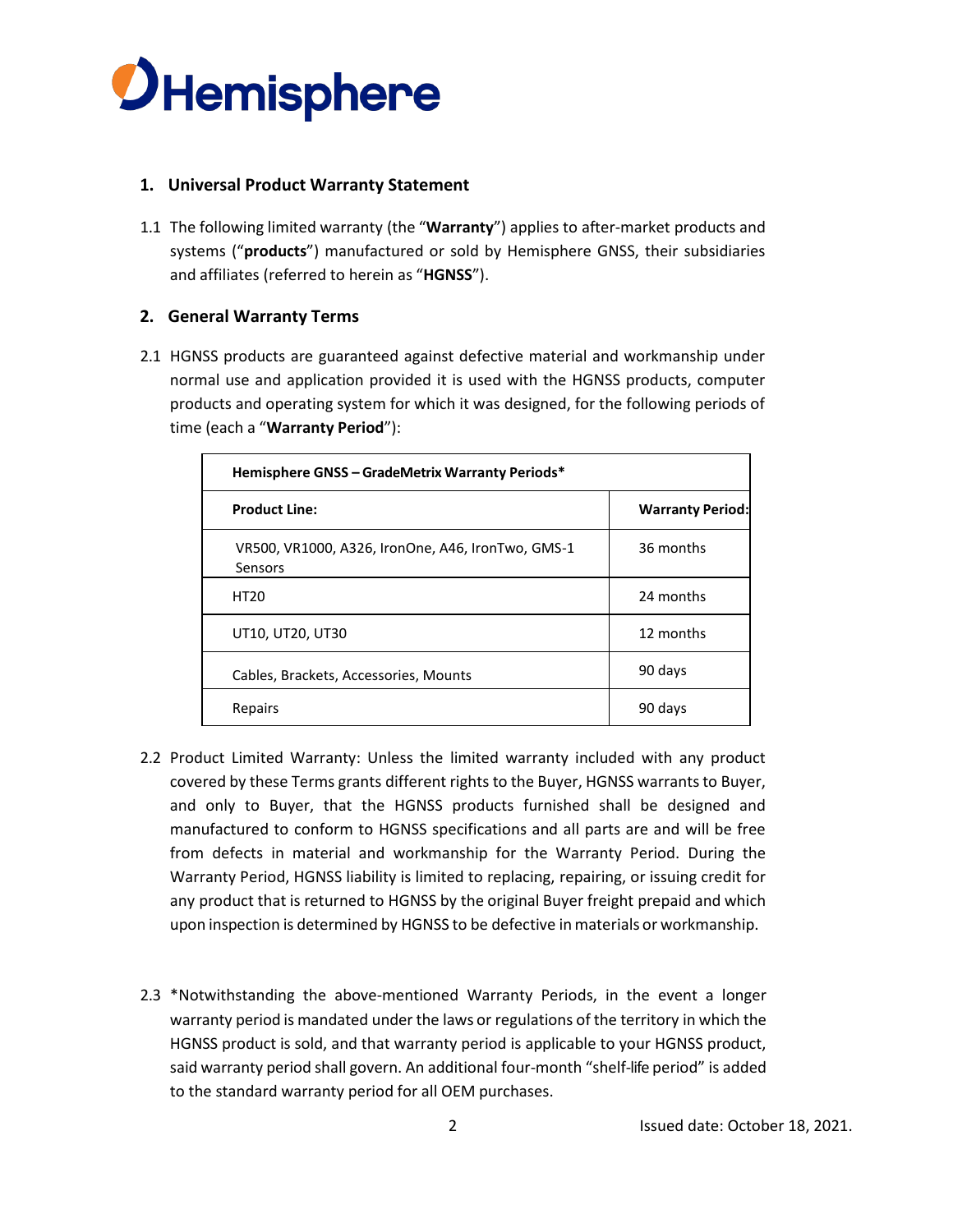## 1. Universal Product Warranty Statement

1.1 The following limited warranty (the "**Warranty**") applies to after-market products and systems ("**products**") manufactured or sold by Hemisphere GNSS, their subsidiaries and affiliates (referred to herein as "**HGNSS**").

## 2. General Warranty Terms

2.1 HGNSS products are guaranteed against defective material and workmanship under normal use and application provided it is used with the HGNSS products, computer products and operating system for which it was designed, for the following periods of time (each a "**Warranty Period**"):

| **Hemisphere GNSS – GradeMetrix Warranty Periods*** | |
|---|---|
| **Product Line:** | **Warranty Period:** |
| VR500, VR1000, A326, IronOne, A46, IronTwo, GMS-1 Sensors | 36 months |
| HT20 | 24 months |
| UT10, UT20, UT30 | 12 months |
| Cables, Brackets, Accessories, Mounts | 90 days |
| Repairs | 90 days |

2.2 Product Limited Warranty: Unless the limited warranty included with any product covered by these Terms grants different rights to the Buyer, HGNSS warrants to Buyer, and only to Buyer, that the HGNSS products furnished shall be designed and manufactured to conform to HGNSS specifications and all parts are and will be free from defects in material and workmanship for the Warranty Period. During the Warranty Period, HGNSS liability is limited to replacing, repairing, or issuing credit for any product that is returned to HGNSS by the original Buyer freight prepaid and which upon inspection is determined by HGNSS to be defective in materials or workmanship.

2.3 *Notwithstanding the above-mentioned Warranty Periods, in the event a longer warranty period is mandated under the laws or regulations of the territory in which the HGNSS product is sold, and that warranty period is applicable to your HGNSS product, said warranty period shall govern. An additional four-month "shelf-life period" is added to the standard warranty period for all OEM purchases.

Issued date: October 18, 2021.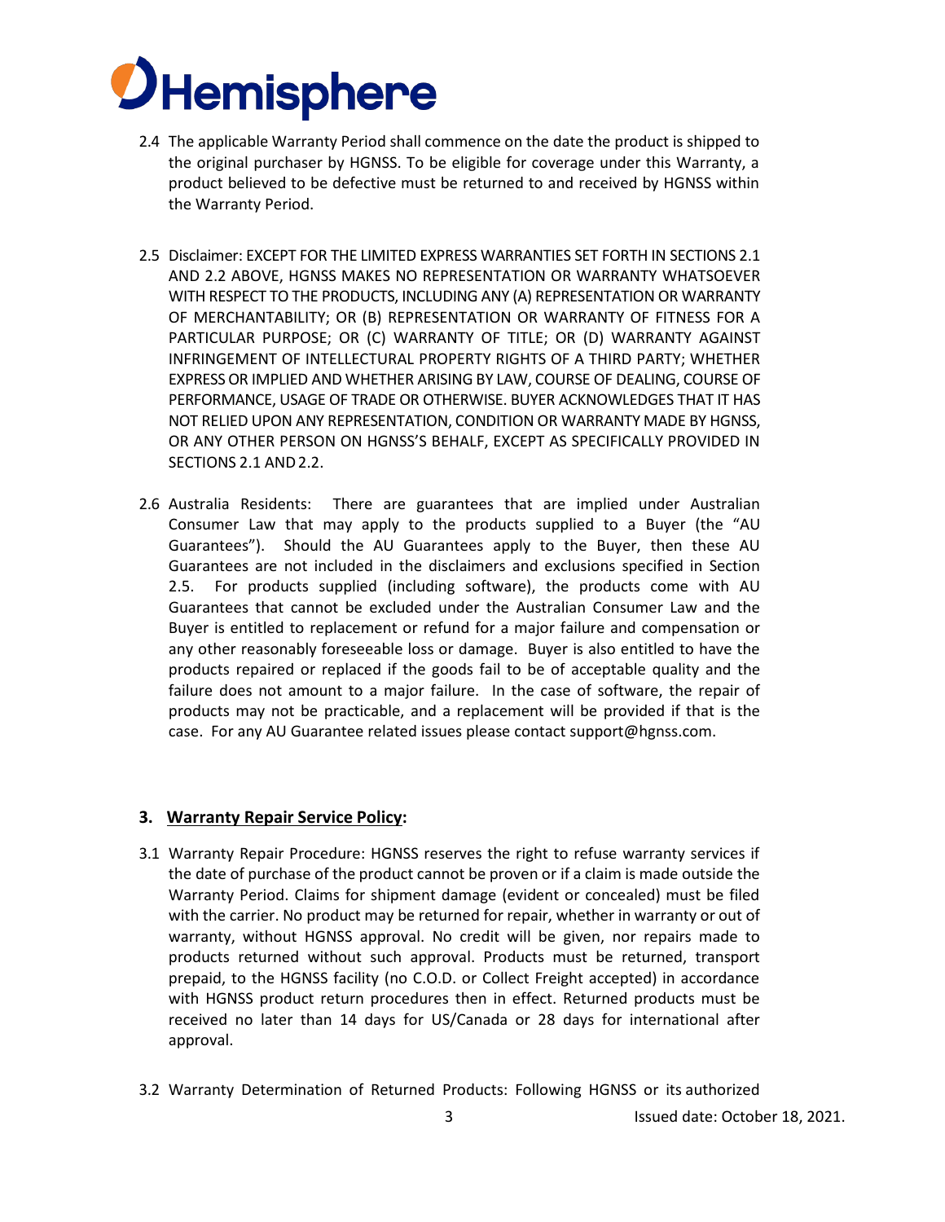2.4 The applicable Warranty Period shall commence on the date the product is shipped to the original purchaser by HGNSS. To be eligible for coverage under this Warranty, a product believed to be defective must be returned to and received by HGNSS within the Warranty Period.

2.5 Disclaimer: EXCEPT FOR THE LIMITED EXPRESS WARRANTIES SET FORTH IN SECTIONS 2.1 AND 2.2 ABOVE, HGNSS MAKES NO REPRESENTATION OR WARRANTY WHATSOEVER WITH RESPECT TO THE PRODUCTS, INCLUDING ANY (A) REPRESENTATION OR WARRANTY OF MERCHANTABILITY; OR (B) REPRESENTATION OR WARRANTY OF FITNESS FOR A PARTICULAR PURPOSE; OR (C) WARRANTY OF TITLE; OR (D) WARRANTY AGAINST INFRINGEMENT OF INTELLECTUAL PROPERTY RIGHTS OF A THIRD PARTY; WHETHER EXPRESS OR IMPLIED AND WHETHER ARISING BY LAW, COURSE OF DEALING, COURSE OF PERFORMANCE, USAGE OF TRADE OR OTHERWISE. BUYER ACKNOWLEDGES THAT IT HAS NOT RELIED UPON ANY REPRESENTATION, CONDITION OR WARRANTY MADE BY HGNSS, OR ANY OTHER PERSON ON HGNSS'S BEHALF, EXCEPT AS SPECIFICALLY PROVIDED IN SECTIONS 2.1 AND 2.2.

2.6 Australia Residents: There are guarantees that are implied under Australian Consumer Law that may apply to the products supplied to a Buyer (the "AU Guarantees"). Should the AU Guarantees apply to the Buyer, then these AU Guarantees are not included in the disclaimers and exclusions specified in Section 2.5. For products supplied (including software), the products come with AU Guarantees that cannot be excluded under the Australian Consumer Law and the Buyer is entitled to replacement or refund for a major failure and compensation or any other reasonably foreseeable loss or damage. Buyer is also entitled to have the products repaired or replaced if the goods fail to be of acceptable quality and the failure does not amount to a major failure. In the case of software, the repair of products may not be practicable, and a replacement will be provided if that is the case. For any AU Guarantee related issues please contact support@hgnss.com.

## 3. <u>Warranty Repair Service Policy</u>:

3.1 Warranty Repair Procedure: HGNSS reserves the right to refuse warranty services if the date of purchase of the product cannot be proven or if a claim is made outside the Warranty Period. Claims for shipment damage (evident or concealed) must be filed with the carrier. No product may be returned for repair, whether in warranty or out of warranty, without HGNSS approval. No credit will be given, nor repairs made to products returned without such approval. Products must be returned, transport prepaid, to the HGNSS facility (no C.O.D. or Collect Freight accepted) in accordance with HGNSS product return procedures then in effect. Returned products must be received no later than 14 days for US/Canada or 28 days for international after approval.

3.2 Warranty Determination of Returned Products: Following HGNSS or its authorized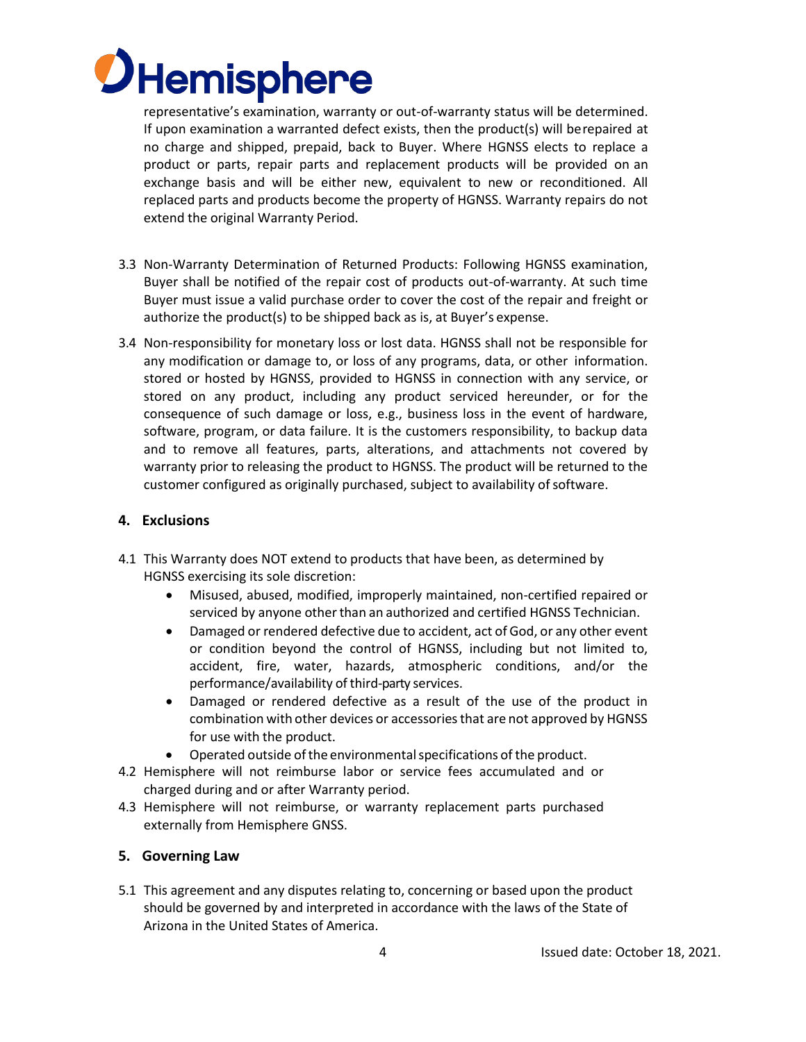representative's examination, warranty or out-of-warranty status will be determined. If upon examination a warranted defect exists, then the product(s) will be repaired at no charge and shipped, prepaid, back to Buyer. Where HGNSS elects to replace a product or parts, repair parts and replacement products will be provided on an exchange basis and will be either new, equivalent to new or reconditioned. All replaced parts and products become the property of HGNSS. Warranty repairs do not extend the original Warranty Period.

3.3 Non-Warranty Determination of Returned Products: Following HGNSS examination, Buyer shall be notified of the repair cost of products out-of-warranty. At such time Buyer must issue a valid purchase order to cover the cost of the repair and freight or authorize the product(s) to be shipped back as is, at Buyer's expense.

3.4 Non-responsibility for monetary loss or lost data. HGNSS shall not be responsible for any modification or damage to, or loss of any programs, data, or other information. stored or hosted by HGNSS, provided to HGNSS in connection with any service, or stored on any product, including any product serviced hereunder, or for the consequence of such damage or loss, e.g., business loss in the event of hardware, software, program, or data failure. It is the customers responsibility, to backup data and to remove all features, parts, alterations, and attachments not covered by warranty prior to releasing the product to HGNSS. The product will be returned to the customer configured as originally purchased, subject to availability of software.

## 4. Exclusions

4.1 This Warranty does NOT extend to products that have been, as determined by HGNSS exercising its sole discretion:

- Misused, abused, modified, improperly maintained, non-certified repaired or serviced by anyone other than an authorized and certified HGNSS Technician.
- Damaged or rendered defective due to accident, act of God, or any other event or condition beyond the control of HGNSS, including but not limited to, accident, fire, water, hazards, atmospheric conditions, and/or the performance/availability of third-party services.
- Damaged or rendered defective as a result of the use of the product in combination with other devices or accessories that are not approved by HGNSS for use with the product.
- Operated outside of the environmental specifications of the product.

4.2 Hemisphere will not reimburse labor or service fees accumulated and or charged during and or after Warranty period.

4.3 Hemisphere will not reimburse, or warranty replacement parts purchased externally from Hemisphere GNSS.

## 5. Governing Law

5.1 This agreement and any disputes relating to, concerning or based upon the product should be governed by and interpreted in accordance with the laws of the State of Arizona in the United States of America.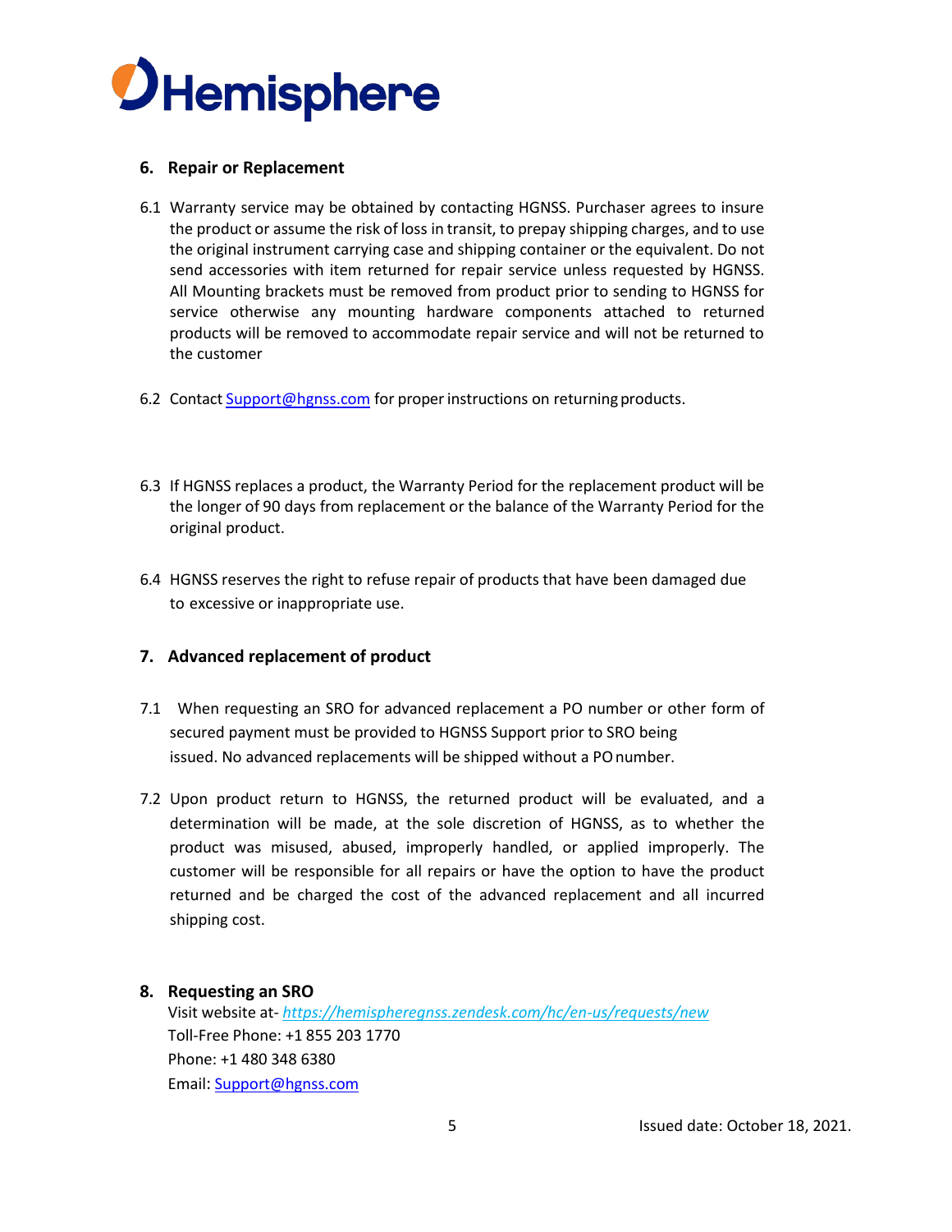## 6. Repair or Replacement

6.1 Warranty service may be obtained by contacting HGNSS. Purchaser agrees to insure the product or assume the risk of loss in transit, to prepay shipping charges, and to use the original instrument carrying case and shipping container or the equivalent. Do not send accessories with item returned for repair service unless requested by HGNSS. All Mounting brackets must be removed from product prior to sending to HGNSS for service otherwise any mounting hardware components attached to returned products will be removed to accommodate repair service and will not be returned to the customer

6.2 Contact [Support@hgnss.com](mailto:Support@hgnss.com) for proper instructions on returning products.

6.3 If HGNSS replaces a product, the Warranty Period for the replacement product will be the longer of 90 days from replacement or the balance of the Warranty Period for the original product.

6.4 HGNSS reserves the right to refuse repair of products that have been damaged due to excessive or inappropriate use.

## 7. Advanced replacement of product

7.1 When requesting an SRO for advanced replacement a PO number or other form of secured payment must be provided to HGNSS Support prior to SRO being issued. No advanced replacements will be shipped without a PO number.

7.2 Upon product return to HGNSS, the returned product will be evaluated, and a determination will be made, at the sole discretion of HGNSS, as to whether the product was misused, abused, improperly handled, or applied improperly. The customer will be responsible for all repairs or have the option to have the product returned and be charged the cost of the advanced replacement and all incurred shipping cost.

## 8. Requesting an SRO

Visit website at- *[https://hemispheregnss.zendesk.com/hc/en-us/requests/new](https://hemispheregnss.zendesk.com/hc/en-us/requests/new)*
Toll-Free Phone: +1 855 203 1770
Phone: +1 480 348 6380
Email: [Support@hgnss.com](mailto:Support@hgnss.com)

Issued date: October 18, 2021.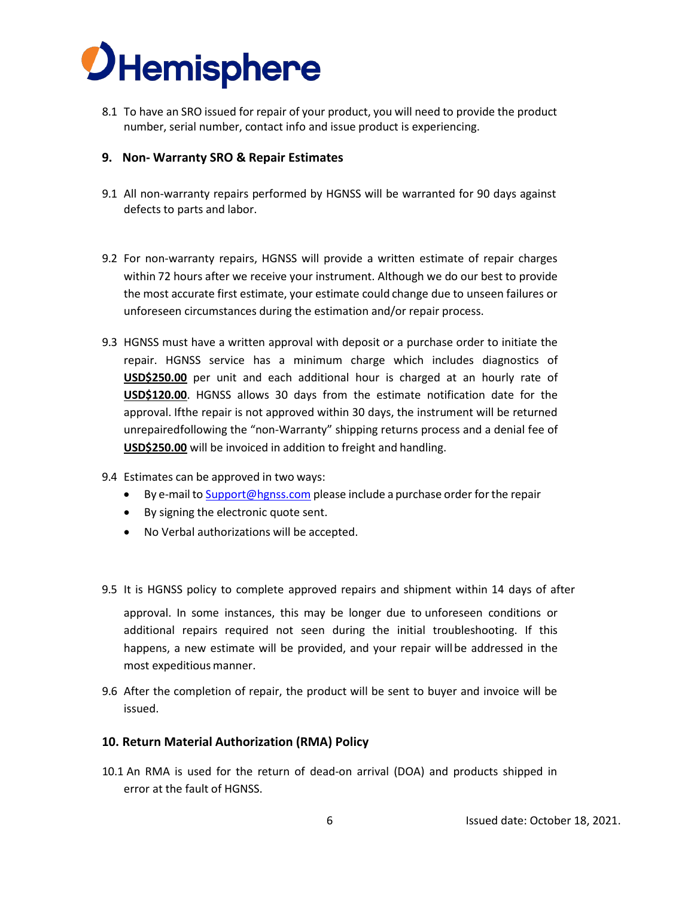8.1 To have an SRO issued for repair of your product, you will need to provide the product number, serial number, contact info and issue product is experiencing.

## 9. Non- Warranty SRO & Repair Estimates

9.1 All non-warranty repairs performed by HGNSS will be warranted for 90 days against defects to parts and labor.

9.2 For non-warranty repairs, HGNSS will provide a written estimate of repair charges within 72 hours after we receive your instrument. Although we do our best to provide the most accurate first estimate, your estimate could change due to unseen failures or unforeseen circumstances during the estimation and/or repair process.

9.3 HGNSS must have a written approval with deposit or a purchase order to initiate the repair. HGNSS service has a minimum charge which includes diagnostics of **USD$250.00** per unit and each additional hour is charged at an hourly rate of **USD$120.00**. HGNSS allows 30 days from the estimate notification date for the approval. Ifthe repair is not approved within 30 days, the instrument will be returned unrepairedfollowing the "non-Warranty" shipping returns process and a denial fee of **USD$250.00** will be invoiced in addition to freight and handling.

9.4 Estimates can be approved in two ways:

- By e-mail to Support@hgnss.com please include a purchase order for the repair
- By signing the electronic quote sent.
- No Verbal authorizations will be accepted.

9.5 It is HGNSS policy to complete approved repairs and shipment within 14 days of after approval. In some instances, this may be longer due to unforeseen conditions or additional repairs required not seen during the initial troubleshooting. If this happens, a new estimate will be provided, and your repair will be addressed in the most expeditious manner.

9.6 After the completion of repair, the product will be sent to buyer and invoice will be issued.

## 10. Return Material Authorization (RMA) Policy

10.1 An RMA is used for the return of dead-on arrival (DOA) and products shipped in error at the fault of HGNSS.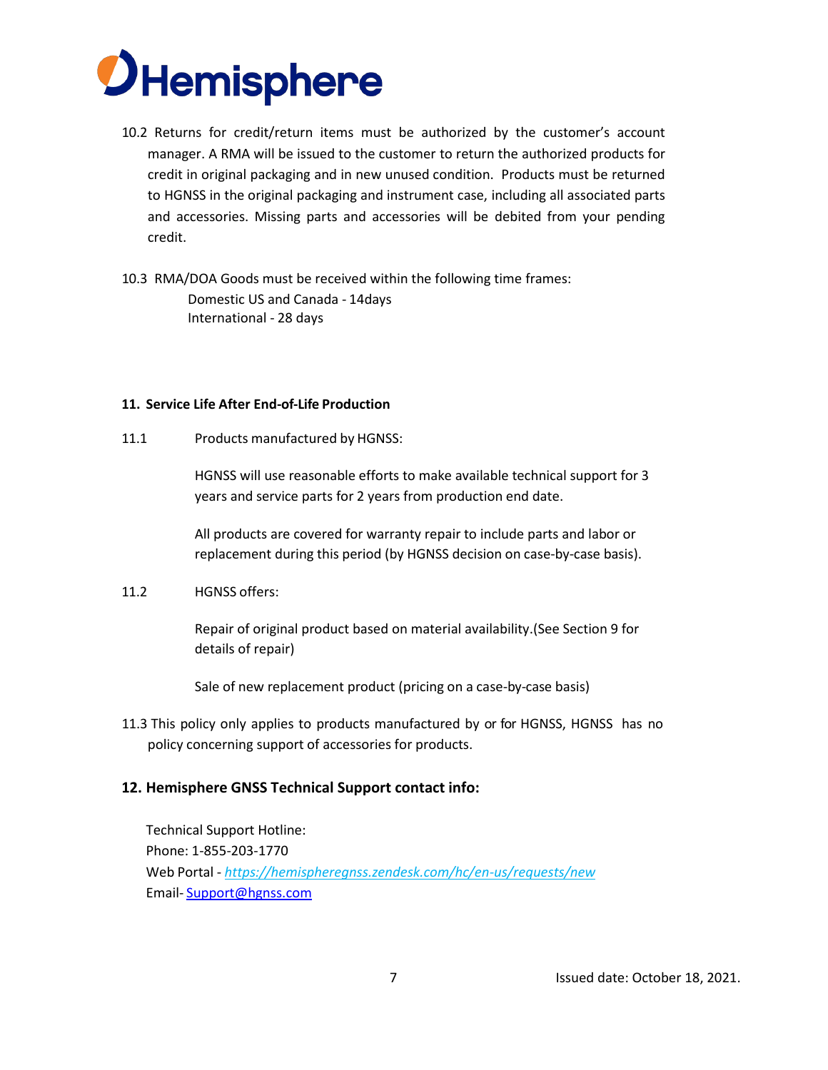10.2 Returns for credit/return items must be authorized by the customer's account manager. A RMA will be issued to the customer to return the authorized products for credit in original packaging and in new unused condition. Products must be returned to HGNSS in the original packaging and instrument case, including all associated parts and accessories. Missing parts and accessories will be debited from your pending credit.

10.3 RMA/DOA Goods must be received within the following time frames:

Domestic US and Canada - 14days
International - 28 days

**11. Service Life After End-of-Life Production**

11.1 Products manufactured by HGNSS:

HGNSS will use reasonable efforts to make available technical support for 3 years and service parts for 2 years from production end date.

All products are covered for warranty repair to include parts and labor or replacement during this period (by HGNSS decision on case-by-case basis).

11.2 HGNSS offers:

Repair of original product based on material availability.(See Section 9 for details of repair)

Sale of new replacement product (pricing on a case-by-case basis)

11.3 This policy only applies to products manufactured by or for HGNSS, HGNSS has no policy concerning support of accessories for products.

## 12. Hemisphere GNSS Technical Support contact info:

Technical Support Hotline:
Phone: 1-855-203-1770
Web Portal - *https://hemispheregnss.zendesk.com/hc/en-us/requests/new*
Email- Support@hgnss.com

Issued date: October 18, 2021.